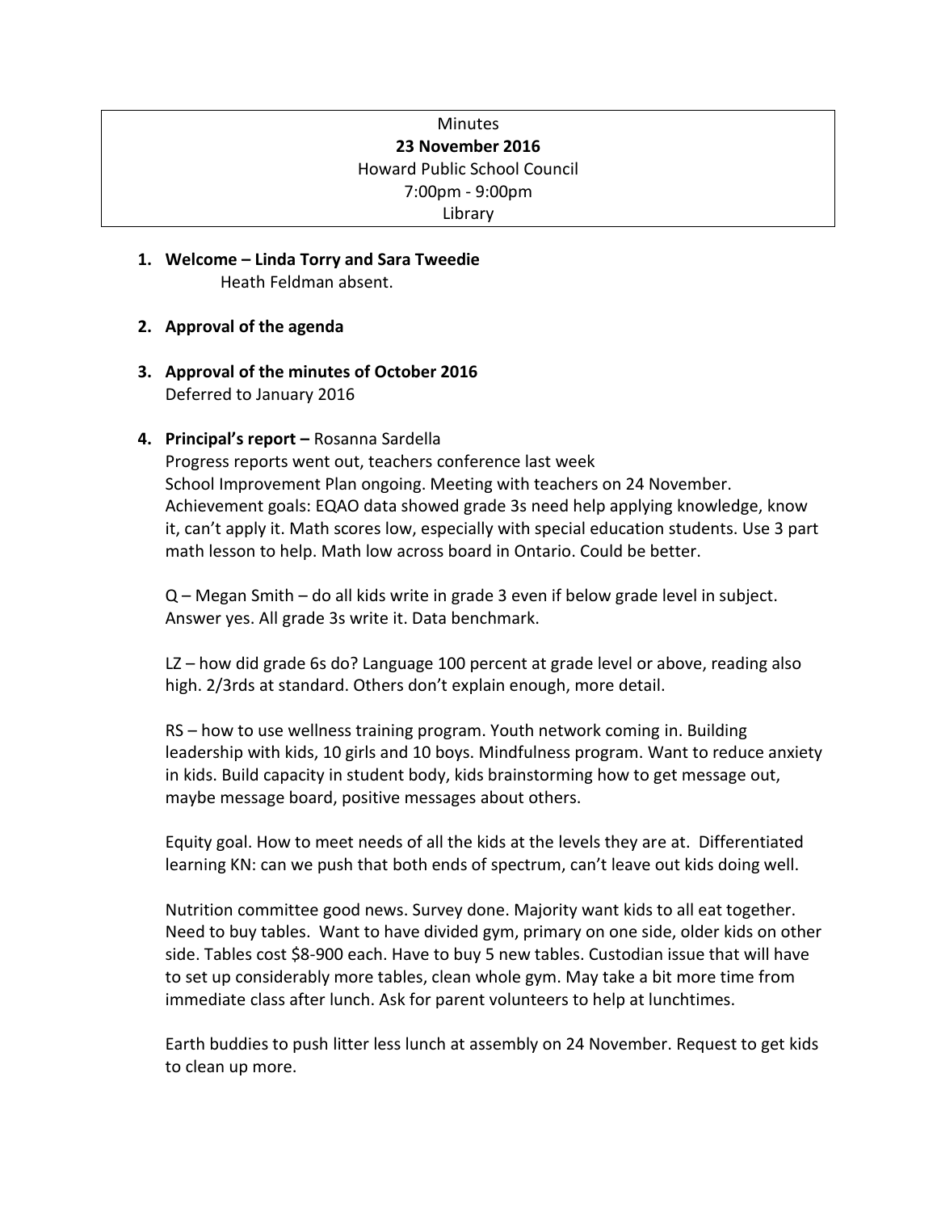Minutes
**23 November 2016**
Howard Public School Council
7:00pm - 9:00pm
Library

1. **Welcome – Linda Torry and Sara Tweedie**
   Heath Feldman absent.

2. **Approval of the agenda**

3. **Approval of the minutes of October 2016**
   Deferred to January 2016

4. **Principal's report –** Rosanna Sardella
   Progress reports went out, teachers conference last week
   School Improvement Plan ongoing. Meeting with teachers on 24 November.
   Achievement goals: EQAO data showed grade 3s need help applying knowledge, know it, can't apply it. Math scores low, especially with special education students. Use 3 part math lesson to help. Math low across board in Ontario. Could be better.

   Q – Megan Smith – do all kids write in grade 3 even if below grade level in subject. Answer yes. All grade 3s write it. Data benchmark.

   LZ – how did grade 6s do? Language 100 percent at grade level or above, reading also high. 2/3rds at standard. Others don't explain enough, more detail.

   RS – how to use wellness training program. Youth network coming in. Building leadership with kids, 10 girls and 10 boys. Mindfulness program. Want to reduce anxiety in kids. Build capacity in student body, kids brainstorming how to get message out, maybe message board, positive messages about others.

   Equity goal. How to meet needs of all the kids at the levels they are at. Differentiated learning KN: can we push that both ends of spectrum, can't leave out kids doing well.

   Nutrition committee good news. Survey done. Majority want kids to all eat together. Need to buy tables. Want to have divided gym, primary on one side, older kids on other side. Tables cost $8-900 each. Have to buy 5 new tables. Custodian issue that will have to set up considerably more tables, clean whole gym. May take a bit more time from immediate class after lunch. Ask for parent volunteers to help at lunchtimes.

   Earth buddies to push litter less lunch at assembly on 24 November. Request to get kids to clean up more.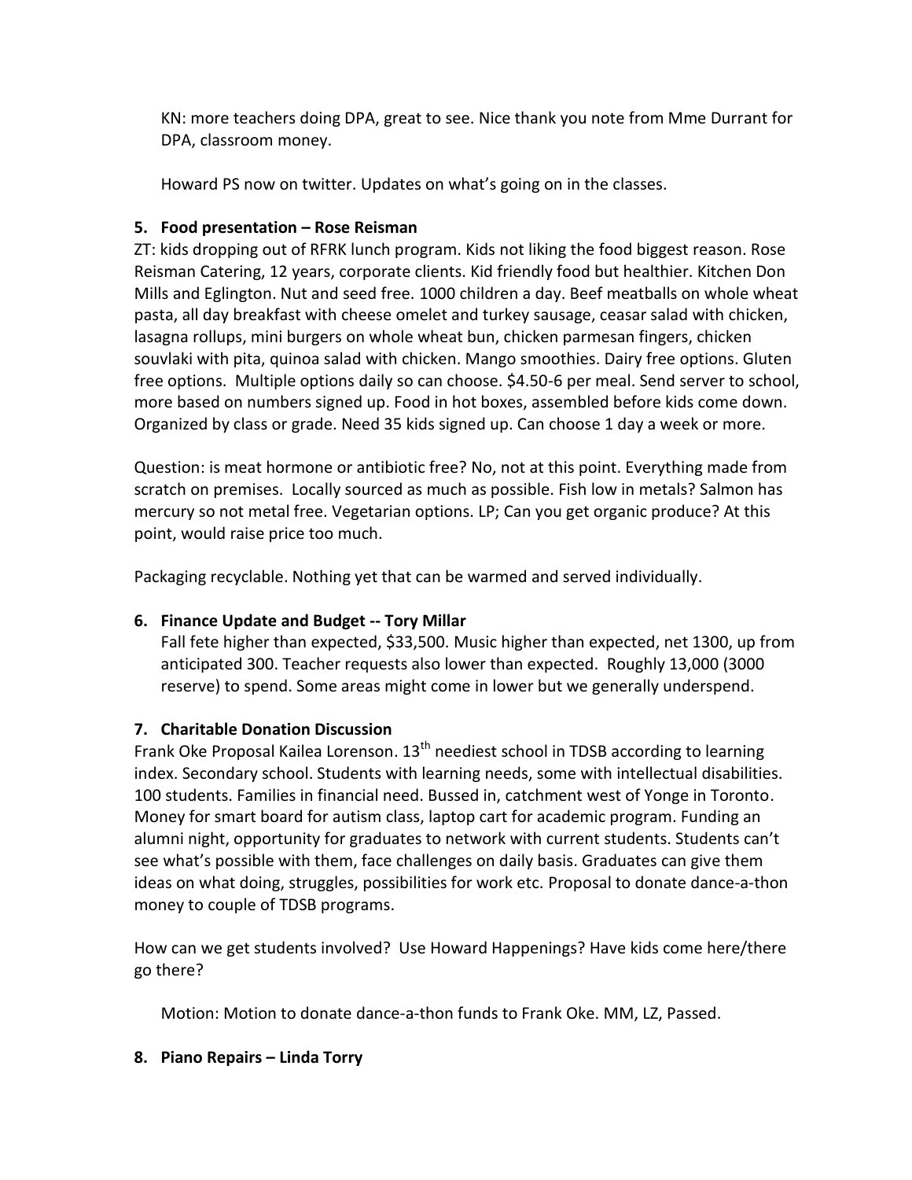KN: more teachers doing DPA, great to see. Nice thank you note from Mme Durrant for DPA, classroom money.

Howard PS now on twitter. Updates on what's going on in the classes.

**5. Food presentation – Rose Reisman**

ZT: kids dropping out of RFRK lunch program. Kids not liking the food biggest reason. Rose Reisman Catering, 12 years, corporate clients. Kid friendly food but healthier. Kitchen Don Mills and Eglington. Nut and seed free. 1000 children a day. Beef meatballs on whole wheat pasta, all day breakfast with cheese omelet and turkey sausage, ceasar salad with chicken, lasagna rollups, mini burgers on whole wheat bun, chicken parmesan fingers, chicken souvlaki with pita, quinoa salad with chicken. Mango smoothies. Dairy free options. Gluten free options. Multiple options daily so can choose. $4.50-6 per meal. Send server to school, more based on numbers signed up. Food in hot boxes, assembled before kids come down. Organized by class or grade. Need 35 kids signed up. Can choose 1 day a week or more.

Question: is meat hormone or antibiotic free? No, not at this point. Everything made from scratch on premises. Locally sourced as much as possible. Fish low in metals? Salmon has mercury so not metal free. Vegetarian options. LP; Can you get organic produce? At this point, would raise price too much.

Packaging recyclable. Nothing yet that can be warmed and served individually.

**6. Finance Update and Budget -- Tory Millar**

Fall fete higher than expected, $33,500. Music higher than expected, net 1300, up from anticipated 300. Teacher requests also lower than expected. Roughly 13,000 (3000 reserve) to spend. Some areas might come in lower but we generally underspend.

**7. Charitable Donation Discussion**

Frank Oke Proposal Kailea Lorenson. 13th neediest school in TDSB according to learning index. Secondary school. Students with learning needs, some with intellectual disabilities. 100 students. Families in financial need. Bussed in, catchment west of Yonge in Toronto. Money for smart board for autism class, laptop cart for academic program. Funding an alumni night, opportunity for graduates to network with current students. Students can't see what's possible with them, face challenges on daily basis. Graduates can give them ideas on what doing, struggles, possibilities for work etc. Proposal to donate dance-a-thon money to couple of TDSB programs.

How can we get students involved? Use Howard Happenings? Have kids come here/there go there?

Motion: Motion to donate dance-a-thon funds to Frank Oke. MM, LZ, Passed.

**8. Piano Repairs – Linda Torry**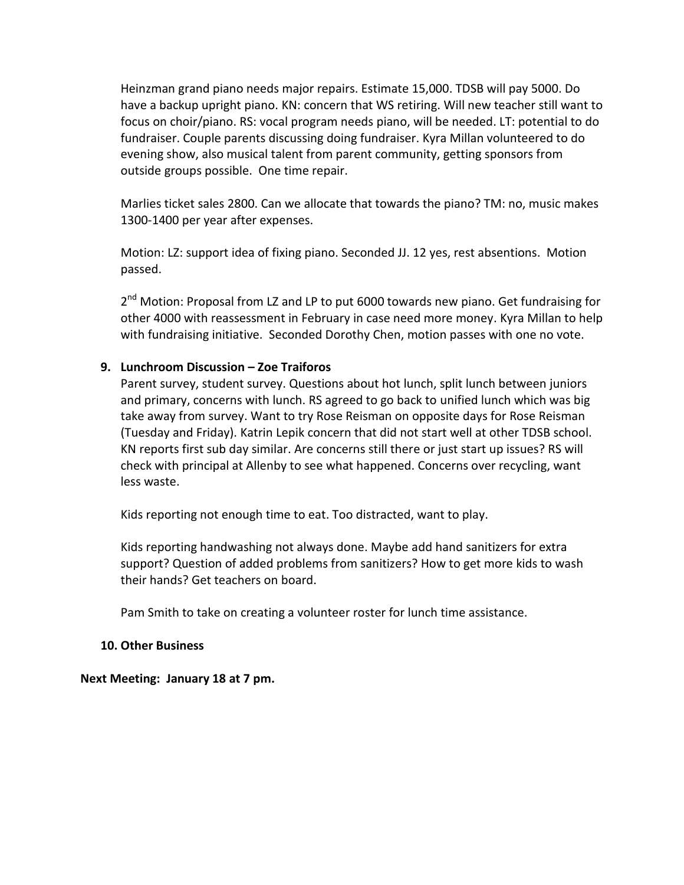Heinzman grand piano needs major repairs. Estimate 15,000. TDSB will pay 5000. Do have a backup upright piano. KN: concern that WS retiring. Will new teacher still want to focus on choir/piano. RS: vocal program needs piano, will be needed. LT: potential to do fundraiser. Couple parents discussing doing fundraiser. Kyra Millan volunteered to do evening show, also musical talent from parent community, getting sponsors from outside groups possible. One time repair.

Marlies ticket sales 2800. Can we allocate that towards the piano? TM: no, music makes 1300-1400 per year after expenses.

Motion: LZ: support idea of fixing piano. Seconded JJ. 12 yes, rest absentions. Motion passed.

2nd Motion: Proposal from LZ and LP to put 6000 towards new piano. Get fundraising for other 4000 with reassessment in February in case need more money. Kyra Millan to help with fundraising initiative. Seconded Dorothy Chen, motion passes with one no vote.

**9. Lunchroom Discussion – Zoe Traiforos**

Parent survey, student survey. Questions about hot lunch, split lunch between juniors and primary, concerns with lunch. RS agreed to go back to unified lunch which was big take away from survey. Want to try Rose Reisman on opposite days for Rose Reisman (Tuesday and Friday). Katrin Lepik concern that did not start well at other TDSB school. KN reports first sub day similar. Are concerns still there or just start up issues? RS will check with principal at Allenby to see what happened. Concerns over recycling, want less waste.

Kids reporting not enough time to eat. Too distracted, want to play.

Kids reporting handwashing not always done. Maybe add hand sanitizers for extra support? Question of added problems from sanitizers? How to get more kids to wash their hands? Get teachers on board.

Pam Smith to take on creating a volunteer roster for lunch time assistance.

**10. Other Business**

**Next Meeting: January 18 at 7 pm.**